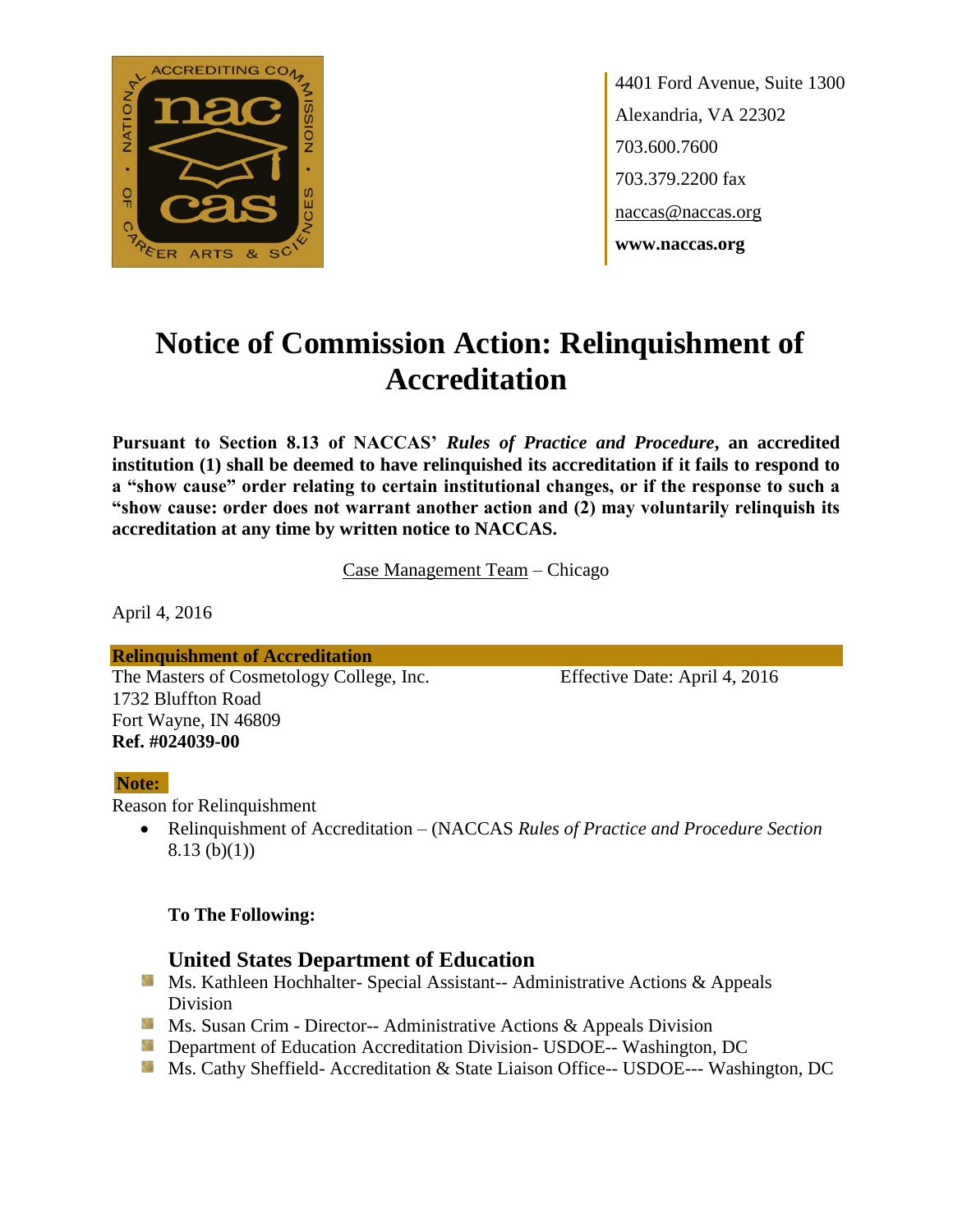4401 Ford Avenue, Suite 1300
Alexandria, VA 22302
703.600.7600
703.379.2200 fax
naccas@naccas.org
**www.naccas.org**

# Notice of Commission Action: Relinquishment of Accreditation

**Pursuant to Section 8.13 of NACCAS' *Rules of Practice and Procedure*, an accredited institution (1) shall be deemed to have relinquished its accreditation if it fails to respond to a "show cause" order relating to certain institutional changes, or if the response to such a "show cause: order does not warrant another action and (2) may voluntarily relinquish its accreditation at any time by written notice to NACCAS.**

Case Management Team – Chicago

April 4, 2016

**Relinquishment of Accreditation**

The Masters of Cosmetology College, Inc.
1732 Bluffton Road
Fort Wayne, IN 46809
**Ref. #024039-00**

Effective Date: April 4, 2016

**Note:**

Reason for Relinquishment

- Relinquishment of Accreditation – (NACCAS *Rules of Practice and Procedure Section* 8.13 (b)(1))

**To The Following:**

### United States Department of Education

- Ms. Kathleen Hochhalter- Special Assistant-- Administrative Actions & Appeals Division
- Ms. Susan Crim - Director-- Administrative Actions & Appeals Division
- Department of Education Accreditation Division- USDOE-- Washington, DC
- Ms. Cathy Sheffield- Accreditation & State Liaison Office-- USDOE--- Washington, DC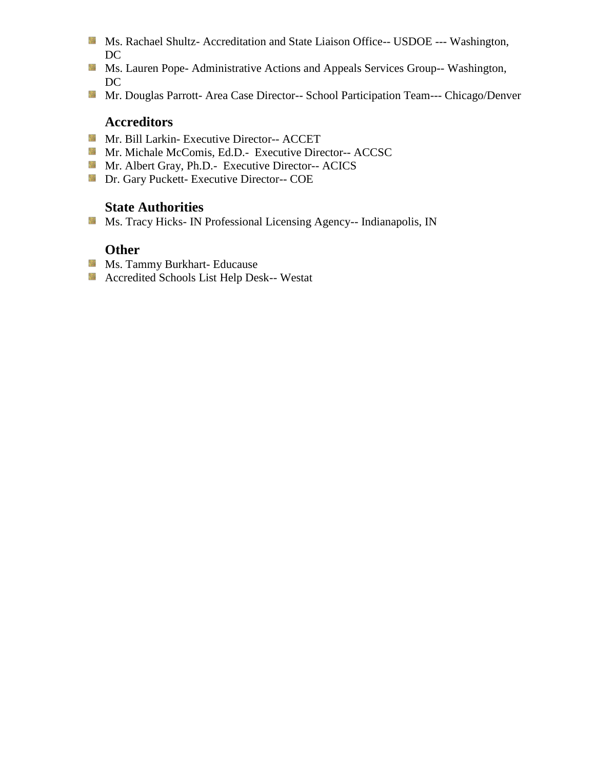- Ms. Rachael Shultz- Accreditation and State Liaison Office-- USDOE --- Washington, DC
- Ms. Lauren Pope- Administrative Actions and Appeals Services Group-- Washington, DC
- Mr. Douglas Parrott- Area Case Director-- School Participation Team--- Chicago/Denver

## Accreditors

- Mr. Bill Larkin- Executive Director-- ACCET
- Mr. Michale McComis, Ed.D.- Executive Director-- ACCSC
- Mr. Albert Gray, Ph.D.- Executive Director-- ACICS
- Dr. Gary Puckett- Executive Director-- COE

## State Authorities

- Ms. Tracy Hicks- IN Professional Licensing Agency-- Indianapolis, IN

## Other

- Ms. Tammy Burkhart- Educause
- Accredited Schools List Help Desk-- Westat